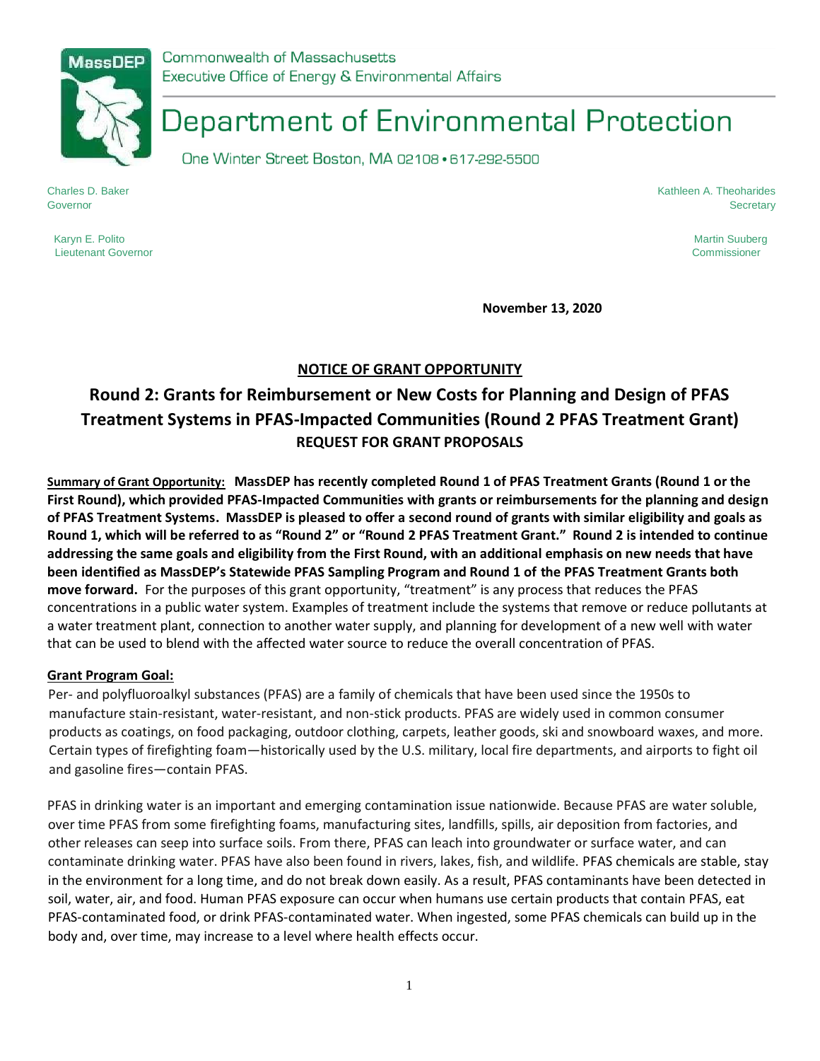Commonwealth of Massachusetts
Executive Office of Energy & Environmental Affairs

# Department of Environmental Protection

One Winter Street Boston, MA 02108 • 617-292-5500

Charles D. Baker
Governor

Karyn E. Polito
Lieutenant Governor

Kathleen A. Theoharides
Secretary

Martin Suuberg
Commissioner

**November 13, 2020**

## NOTICE OF GRANT OPPORTUNITY

## Round 2: Grants for Reimbursement or New Costs for Planning and Design of PFAS Treatment Systems in PFAS-Impacted Communities (Round 2 PFAS Treatment Grant)

### REQUEST FOR GRANT PROPOSALS

**Summary of Grant Opportunity: MassDEP has recently completed Round 1 of PFAS Treatment Grants (Round 1 or the First Round), which provided PFAS-Impacted Communities with grants or reimbursements for the planning and design of PFAS Treatment Systems. MassDEP is pleased to offer a second round of grants with similar eligibility and goals as Round 1, which will be referred to as "Round 2" or "Round 2 PFAS Treatment Grant." Round 2 is intended to continue addressing the same goals and eligibility from the First Round, with an additional emphasis on new needs that have been identified as MassDEP's Statewide PFAS Sampling Program and Round 1 of the PFAS Treatment Grants both move forward.** For the purposes of this grant opportunity, "treatment" is any process that reduces the PFAS concentrations in a public water system. Examples of treatment include the systems that remove or reduce pollutants at a water treatment plant, connection to another water supply, and planning for development of a new well with water that can be used to blend with the affected water source to reduce the overall concentration of PFAS.

**Grant Program Goal:**

Per- and polyfluoroalkyl substances (PFAS) are a family of chemicals that have been used since the 1950s to manufacture stain-resistant, water-resistant, and non-stick products. PFAS are widely used in common consumer products as coatings, on food packaging, outdoor clothing, carpets, leather goods, ski and snowboard waxes, and more. Certain types of firefighting foam—historically used by the U.S. military, local fire departments, and airports to fight oil and gasoline fires—contain PFAS.

PFAS in drinking water is an important and emerging contamination issue nationwide. Because PFAS are water soluble, over time PFAS from some firefighting foams, manufacturing sites, landfills, spills, air deposition from factories, and other releases can seep into surface soils. From there, PFAS can leach into groundwater or surface water, and can contaminate drinking water. PFAS have also been found in rivers, lakes, fish, and wildlife. PFAS chemicals are stable, stay in the environment for a long time, and do not break down easily. As a result, PFAS contaminants have been detected in soil, water, air, and food. Human PFAS exposure can occur when humans use certain products that contain PFAS, eat PFAS-contaminated food, or drink PFAS-contaminated water. When ingested, some PFAS chemicals can build up in the body and, over time, may increase to a level where health effects occur.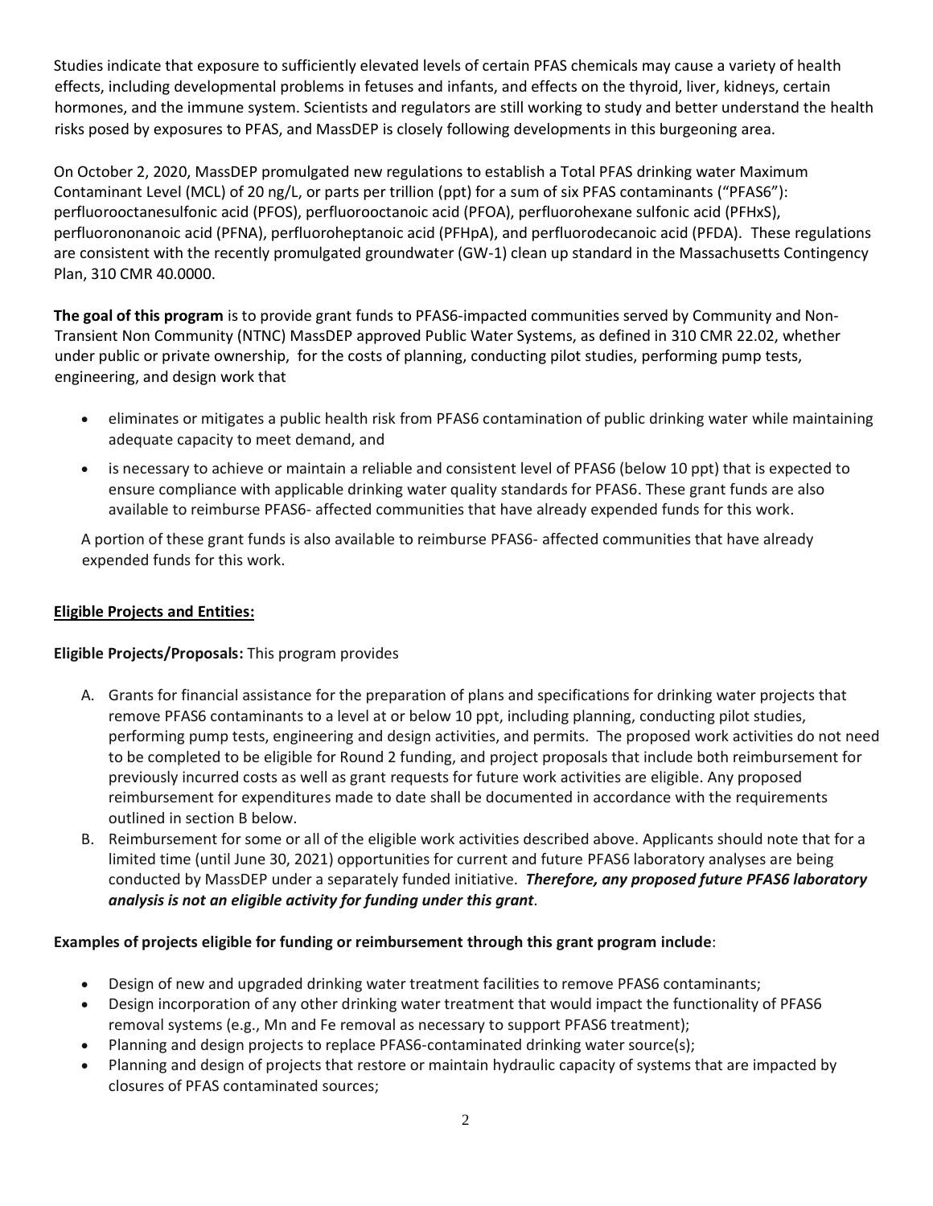Studies indicate that exposure to sufficiently elevated levels of certain PFAS chemicals may cause a variety of health effects, including developmental problems in fetuses and infants, and effects on the thyroid, liver, kidneys, certain hormones, and the immune system. Scientists and regulators are still working to study and better understand the health risks posed by exposures to PFAS, and MassDEP is closely following developments in this burgeoning area.

On October 2, 2020, MassDEP promulgated new regulations to establish a Total PFAS drinking water Maximum Contaminant Level (MCL) of 20 ng/L, or parts per trillion (ppt) for a sum of six PFAS contaminants ("PFAS6"): perfluorooctanesulfonic acid (PFOS), perfluorooctanoic acid (PFOA), perfluorohexane sulfonic acid (PFHxS), perfluorononanoic acid (PFNA), perfluoroheptanoic acid (PFHpA), and perfluorodecanoic acid (PFDA). These regulations are consistent with the recently promulgated groundwater (GW-1) clean up standard in the Massachusetts Contingency Plan, 310 CMR 40.0000.

**The goal of this program** is to provide grant funds to PFAS6-impacted communities served by Community and Non-Transient Non Community (NTNC) MassDEP approved Public Water Systems, as defined in 310 CMR 22.02, whether under public or private ownership, for the costs of planning, conducting pilot studies, performing pump tests, engineering, and design work that

- eliminates or mitigates a public health risk from PFAS6 contamination of public drinking water while maintaining adequate capacity to meet demand, and
- is necessary to achieve or maintain a reliable and consistent level of PFAS6 (below 10 ppt) that is expected to ensure compliance with applicable drinking water quality standards for PFAS6. These grant funds are also available to reimburse PFAS6- affected communities that have already expended funds for this work.

A portion of these grant funds is also available to reimburse PFAS6- affected communities that have already expended funds for this work.

**Eligible Projects and Entities:**

**Eligible Projects/Proposals:** This program provides

A. Grants for financial assistance for the preparation of plans and specifications for drinking water projects that remove PFAS6 contaminants to a level at or below 10 ppt, including planning, conducting pilot studies, performing pump tests, engineering and design activities, and permits. The proposed work activities do not need to be completed to be eligible for Round 2 funding, and project proposals that include both reimbursement for previously incurred costs as well as grant requests for future work activities are eligible. Any proposed reimbursement for expenditures made to date shall be documented in accordance with the requirements outlined in section B below.

B. Reimbursement for some or all of the eligible work activities described above. Applicants should note that for a limited time (until June 30, 2021) opportunities for current and future PFAS6 laboratory analyses are being conducted by MassDEP under a separately funded initiative. ***Therefore, any proposed future PFAS6 laboratory analysis is not an eligible activity for funding under this grant***.

**Examples of projects eligible for funding or reimbursement through this grant program include**:

- Design of new and upgraded drinking water treatment facilities to remove PFAS6 contaminants;
- Design incorporation of any other drinking water treatment that would impact the functionality of PFAS6 removal systems (e.g., Mn and Fe removal as necessary to support PFAS6 treatment);
- Planning and design projects to replace PFAS6-contaminated drinking water source(s);
- Planning and design of projects that restore or maintain hydraulic capacity of systems that are impacted by closures of PFAS contaminated sources;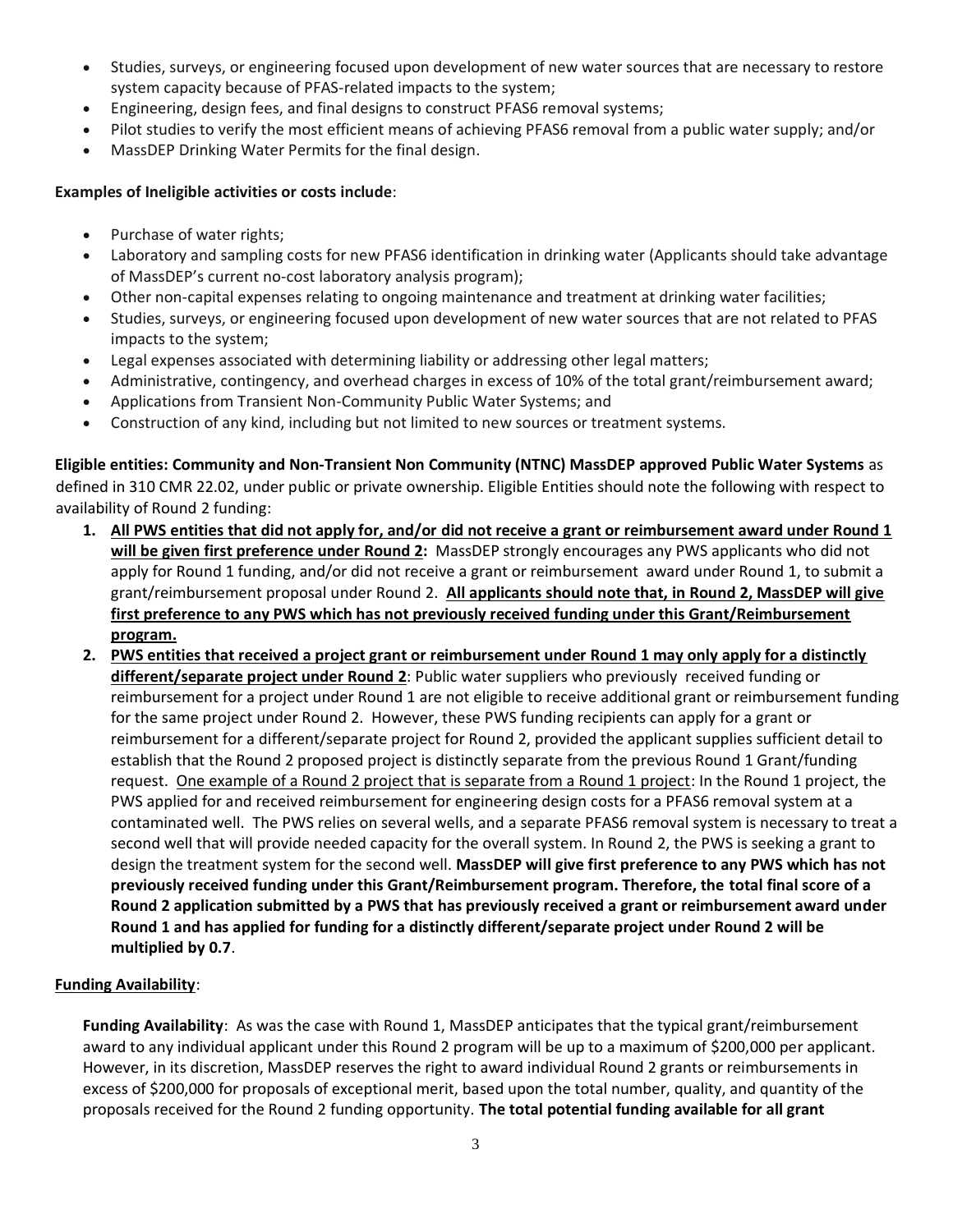- Studies, surveys, or engineering focused upon development of new water sources that are necessary to restore system capacity because of PFAS-related impacts to the system;
- Engineering, design fees, and final designs to construct PFAS6 removal systems;
- Pilot studies to verify the most efficient means of achieving PFAS6 removal from a public water supply; and/or
- MassDEP Drinking Water Permits for the final design.

**Examples of Ineligible activities or costs include**:

- Purchase of water rights;
- Laboratory and sampling costs for new PFAS6 identification in drinking water (Applicants should take advantage of MassDEP's current no-cost laboratory analysis program);
- Other non-capital expenses relating to ongoing maintenance and treatment at drinking water facilities;
- Studies, surveys, or engineering focused upon development of new water sources that are not related to PFAS impacts to the system;
- Legal expenses associated with determining liability or addressing other legal matters;
- Administrative, contingency, and overhead charges in excess of 10% of the total grant/reimbursement award;
- Applications from Transient Non-Community Public Water Systems; and
- Construction of any kind, including but not limited to new sources or treatment systems.

**Eligible entities: Community and Non-Transient Non Community (NTNC) MassDEP approved Public Water Systems** as defined in 310 CMR 22.02, under public or private ownership. Eligible Entities should note the following with respect to availability of Round 2 funding:

1. **<u>All PWS entities that did not apply for, and/or did not receive a grant or reimbursement award under Round 1 will be given first preference under Round 2</u>:** MassDEP strongly encourages any PWS applicants who did not apply for Round 1 funding, and/or did not receive a grant or reimbursement award under Round 1, to submit a grant/reimbursement proposal under Round 2. **<u>All applicants should note that, in Round 2, MassDEP will give first preference to any PWS which has not previously received funding under this Grant/Reimbursement program.</u>**
2. **<u>PWS entities that received a project grant or reimbursement under Round 1 may only apply for a distinctly different/separate project under Round 2</u>**: Public water suppliers who previously received funding or reimbursement for a project under Round 1 are not eligible to receive additional grant or reimbursement funding for the same project under Round 2. However, these PWS funding recipients can apply for a grant or reimbursement for a different/separate project for Round 2, provided the applicant supplies sufficient detail to establish that the Round 2 proposed project is distinctly separate from the previous Round 1 Grant/funding request. <u>One example of a Round 2 project that is separate from a Round 1 project</u>: In the Round 1 project, the PWS applied for and received reimbursement for engineering design costs for a PFAS6 removal system at a contaminated well. The PWS relies on several wells, and a separate PFAS6 removal system is necessary to treat a second well that will provide needed capacity for the overall system. In Round 2, the PWS is seeking a grant to design the treatment system for the second well. **MassDEP will give first preference to any PWS which has not previously received funding under this Grant/Reimbursement program. Therefore, the total final score of a Round 2 application submitted by a PWS that has previously received a grant or reimbursement award under Round 1 and has applied for funding for a distinctly different/separate project under Round 2 will be multiplied by 0.7**.

**<u>Funding Availability</u>**:

**Funding Availability**: As was the case with Round 1, MassDEP anticipates that the typical grant/reimbursement award to any individual applicant under this Round 2 program will be up to a maximum of $200,000 per applicant. However, in its discretion, MassDEP reserves the right to award individual Round 2 grants or reimbursements in excess of $200,000 for proposals of exceptional merit, based upon the total number, quality, and quantity of the proposals received for the Round 2 funding opportunity. **The total potential funding available for all grant**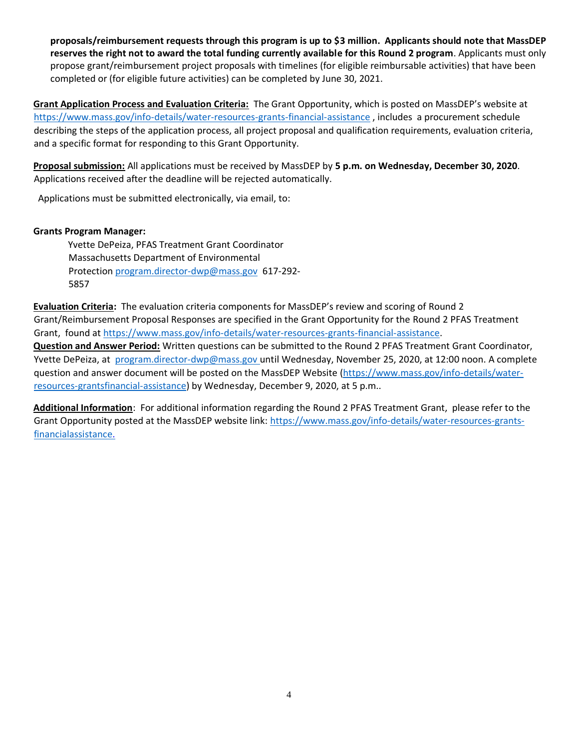**proposals/reimbursement requests through this program is up to $3 million. Applicants should note that MassDEP reserves the right not to award the total funding currently available for this Round 2 program**. Applicants must only propose grant/reimbursement project proposals with timelines (for eligible reimbursable activities) that have been completed or (for eligible future activities) can be completed by June 30, 2021.

**Grant Application Process and Evaluation Criteria:** The Grant Opportunity, which is posted on MassDEP's website at https://www.mass.gov/info-details/water-resources-grants-financial-assistance , includes a procurement schedule describing the steps of the application process, all project proposal and qualification requirements, evaluation criteria, and a specific format for responding to this Grant Opportunity.

**Proposal submission:** All applications must be received by MassDEP by **5 p.m. on Wednesday, December 30, 2020**. Applications received after the deadline will be rejected automatically.

Applications must be submitted electronically, via email, to:

**Grants Program Manager:**

Yvette DePeiza, PFAS Treatment Grant Coordinator
Massachusetts Department of Environmental Protection program.director-dwp@mass.gov 617-292-5857

**Evaluation Criteria:** The evaluation criteria components for MassDEP's review and scoring of Round 2 Grant/Reimbursement Proposal Responses are specified in the Grant Opportunity for the Round 2 PFAS Treatment Grant, found at https://www.mass.gov/info-details/water-resources-grants-financial-assistance.

**Question and Answer Period:** Written questions can be submitted to the Round 2 PFAS Treatment Grant Coordinator, Yvette DePeiza, at program.director-dwp@mass.gov until Wednesday, November 25, 2020, at 12:00 noon. A complete question and answer document will be posted on the MassDEP Website (https://www.mass.gov/info-details/water-resources-grantsfinancial-assistance) by Wednesday, December 9, 2020, at 5 p.m..

**Additional Information**: For additional information regarding the Round 2 PFAS Treatment Grant, please refer to the Grant Opportunity posted at the MassDEP website link: https://www.mass.gov/info-details/water-resources-grants-financialassistance.